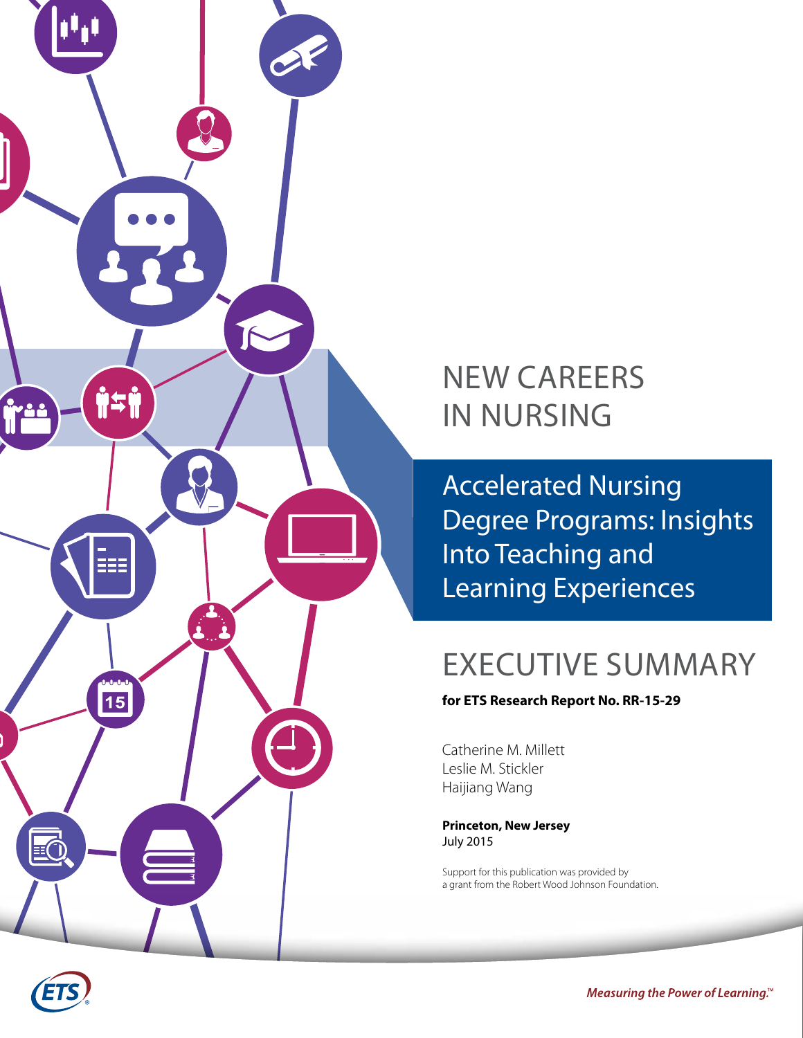# NEW CAREERS IN NURSING

## Accelerated Nursing Degree Programs: Insights Into Teaching and Learning Experiences

# EXECUTIVE SUMMARY

**for ETS Research Report No. RR-15-29**

Catherine M. Millett
Leslie M. Stickler
Haijiang Wang

**Princeton, New Jersey**
July 2015

Support for this publication was provided by a grant from the Robert Wood Johnson Foundation.

ETS

*Measuring the Power of Learning.*™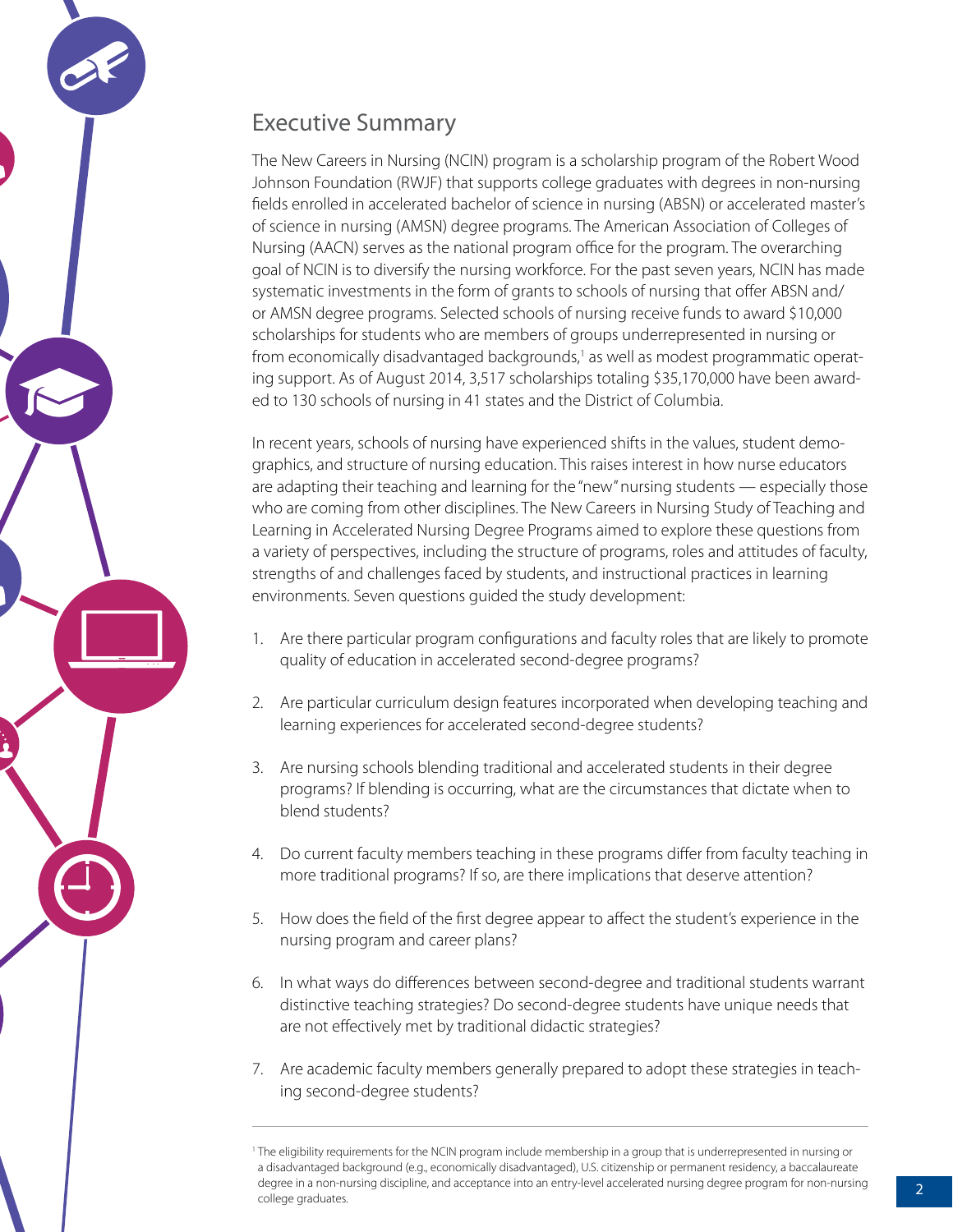## Executive Summary

The New Careers in Nursing (NCIN) program is a scholarship program of the Robert Wood Johnson Foundation (RWJF) that supports college graduates with degrees in non-nursing fields enrolled in accelerated bachelor of science in nursing (ABSN) or accelerated master's of science in nursing (AMSN) degree programs. The American Association of Colleges of Nursing (AACN) serves as the national program office for the program. The overarching goal of NCIN is to diversify the nursing workforce. For the past seven years, NCIN has made systematic investments in the form of grants to schools of nursing that offer ABSN and/or AMSN degree programs. Selected schools of nursing receive funds to award $10,000 scholarships for students who are members of groups underrepresented in nursing or from economically disadvantaged backgrounds,[1] as well as modest programmatic operating support. As of August 2014, 3,517 scholarships totaling $35,170,000 have been awarded to 130 schools of nursing in 41 states and the District of Columbia.

In recent years, schools of nursing have experienced shifts in the values, student demographics, and structure of nursing education. This raises interest in how nurse educators are adapting their teaching and learning for the "new" nursing students — especially those who are coming from other disciplines. The New Careers in Nursing Study of Teaching and Learning in Accelerated Nursing Degree Programs aimed to explore these questions from a variety of perspectives, including the structure of programs, roles and attitudes of faculty, strengths of and challenges faced by students, and instructional practices in learning environments. Seven questions guided the study development:

1. Are there particular program configurations and faculty roles that are likely to promote quality of education in accelerated second-degree programs?
2. Are particular curriculum design features incorporated when developing teaching and learning experiences for accelerated second-degree students?
3. Are nursing schools blending traditional and accelerated students in their degree programs? If blending is occurring, what are the circumstances that dictate when to blend students?
4. Do current faculty members teaching in these programs differ from faculty teaching in more traditional programs? If so, are there implications that deserve attention?
5. How does the field of the first degree appear to affect the student's experience in the nursing program and career plans?
6. In what ways do differences between second-degree and traditional students warrant distinctive teaching strategies? Do second-degree students have unique needs that are not effectively met by traditional didactic strategies?
7. Are academic faculty members generally prepared to adopt these strategies in teaching second-degree students?

---

[1] The eligibility requirements for the NCIN program include membership in a group that is underrepresented in nursing or a disadvantaged background (e.g., economically disadvantaged), U.S. citizenship or permanent residency, a baccalaureate degree in a non-nursing discipline, and acceptance into an entry-level accelerated nursing degree program for non-nursing college graduates.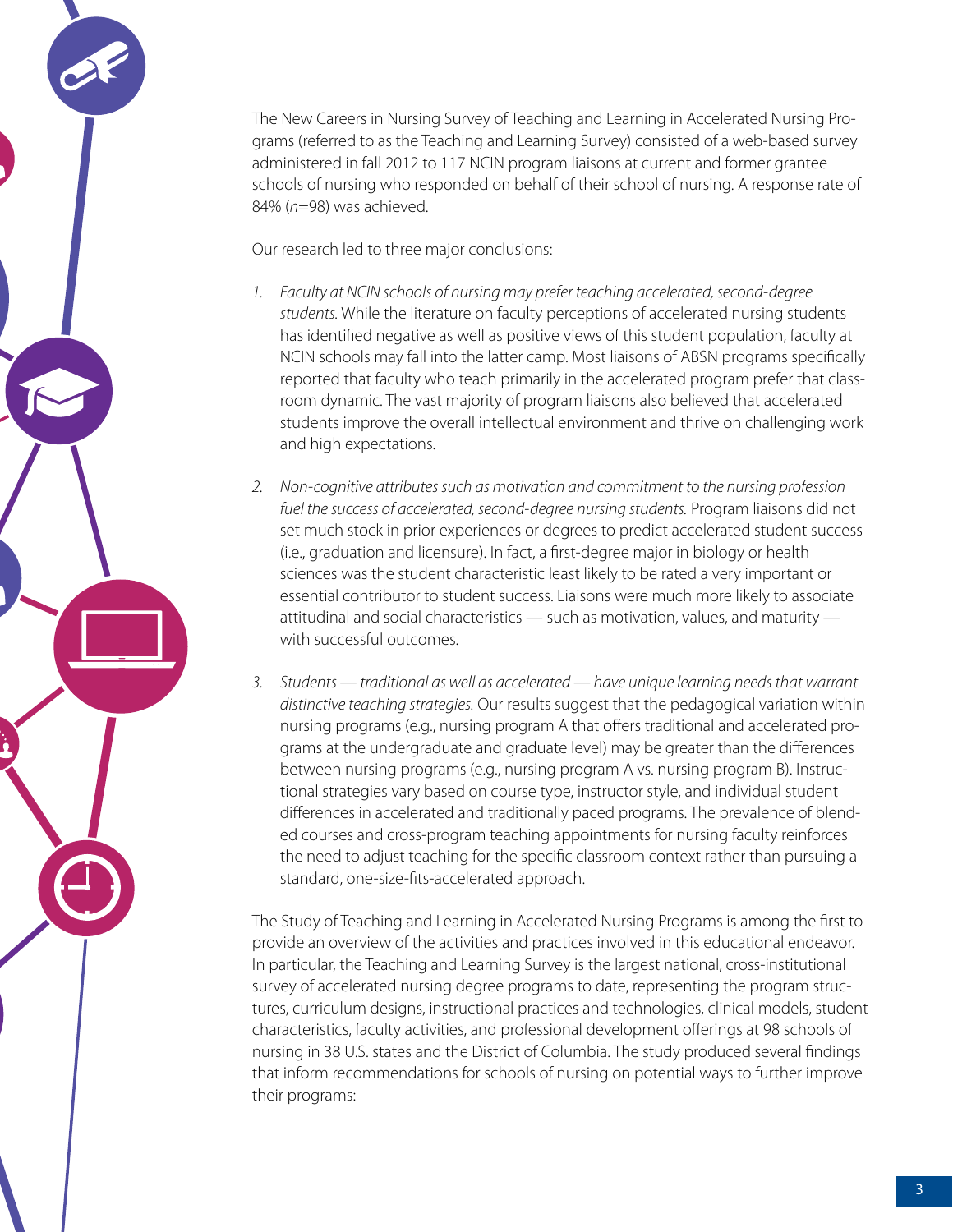The New Careers in Nursing Survey of Teaching and Learning in Accelerated Nursing Programs (referred to as the Teaching and Learning Survey) consisted of a web-based survey administered in fall 2012 to 117 NCIN program liaisons at current and former grantee schools of nursing who responded on behalf of their school of nursing. A response rate of 84% (*n*=98) was achieved.

Our research led to three major conclusions:

1. *Faculty at NCIN schools of nursing may prefer teaching accelerated, second-degree students.* While the literature on faculty perceptions of accelerated nursing students has identified negative as well as positive views of this student population, faculty at NCIN schools may fall into the latter camp. Most liaisons of ABSN programs specifically reported that faculty who teach primarily in the accelerated program prefer that classroom dynamic. The vast majority of program liaisons also believed that accelerated students improve the overall intellectual environment and thrive on challenging work and high expectations.

2. *Non-cognitive attributes such as motivation and commitment to the nursing profession fuel the success of accelerated, second-degree nursing students.* Program liaisons did not set much stock in prior experiences or degrees to predict accelerated student success (i.e., graduation and licensure). In fact, a first-degree major in biology or health sciences was the student characteristic least likely to be rated a very important or essential contributor to student success. Liaisons were much more likely to associate attitudinal and social characteristics — such as motivation, values, and maturity — with successful outcomes.

3. *Students — traditional as well as accelerated — have unique learning needs that warrant distinctive teaching strategies.* Our results suggest that the pedagogical variation within nursing programs (e.g., nursing program A that offers traditional and accelerated programs at the undergraduate and graduate level) may be greater than the differences between nursing programs (e.g., nursing program A vs. nursing program B). Instructional strategies vary based on course type, instructor style, and individual student differences in accelerated and traditionally paced programs. The prevalence of blended courses and cross-program teaching appointments for nursing faculty reinforces the need to adjust teaching for the specific classroom context rather than pursuing a standard, one-size-fits-accelerated approach.

The Study of Teaching and Learning in Accelerated Nursing Programs is among the first to provide an overview of the activities and practices involved in this educational endeavor. In particular, the Teaching and Learning Survey is the largest national, cross-institutional survey of accelerated nursing degree programs to date, representing the program structures, curriculum designs, instructional practices and technologies, clinical models, student characteristics, faculty activities, and professional development offerings at 98 schools of nursing in 38 U.S. states and the District of Columbia. The study produced several findings that inform recommendations for schools of nursing on potential ways to further improve their programs: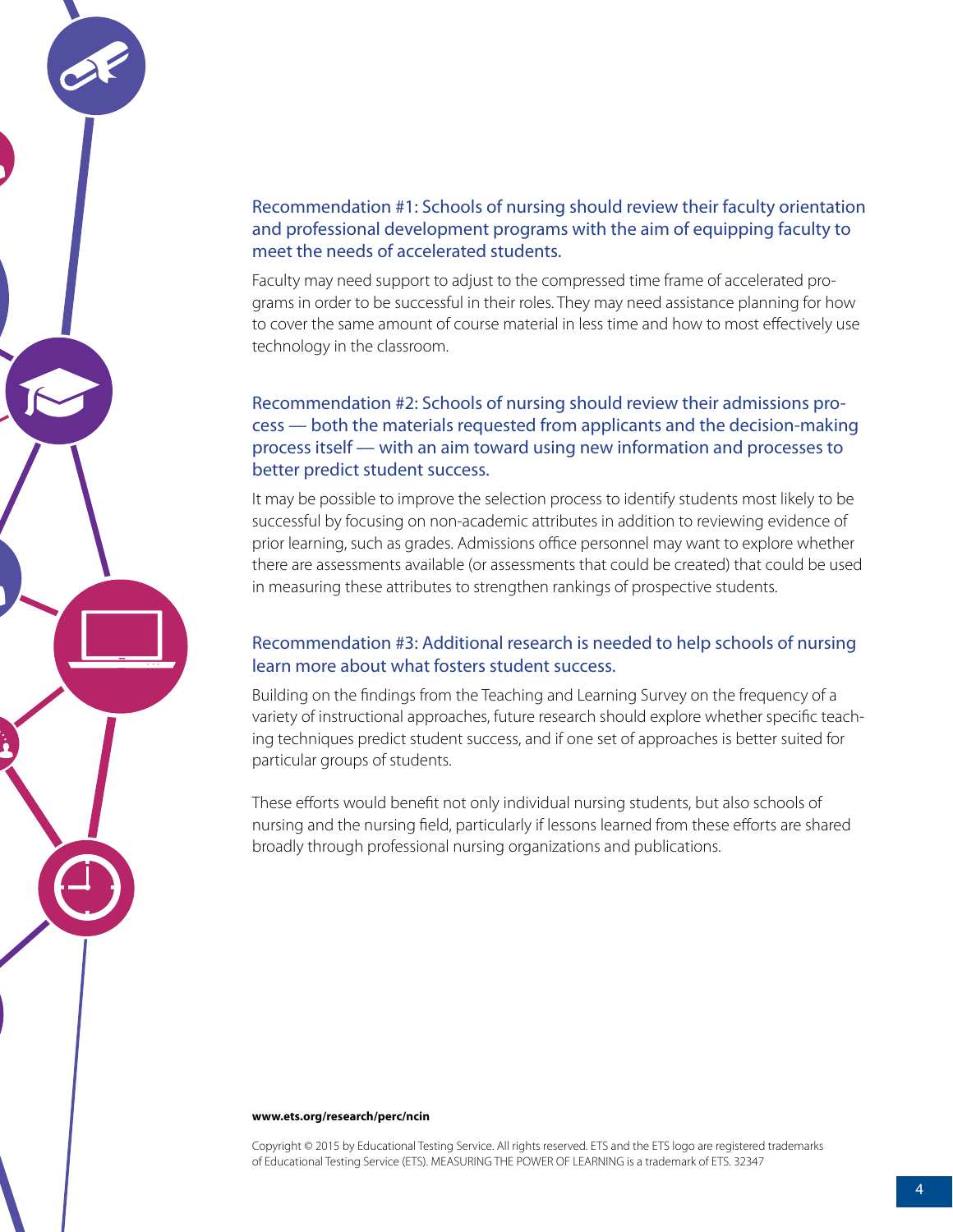### Recommendation #1: Schools of nursing should review their faculty orientation and professional development programs with the aim of equipping faculty to meet the needs of accelerated students.

Faculty may need support to adjust to the compressed time frame of accelerated programs in order to be successful in their roles. They may need assistance planning for how to cover the same amount of course material in less time and how to most effectively use technology in the classroom.

### Recommendation #2: Schools of nursing should review their admissions process — both the materials requested from applicants and the decision-making process itself — with an aim toward using new information and processes to better predict student success.

It may be possible to improve the selection process to identify students most likely to be successful by focusing on non-academic attributes in addition to reviewing evidence of prior learning, such as grades. Admissions office personnel may want to explore whether there are assessments available (or assessments that could be created) that could be used in measuring these attributes to strengthen rankings of prospective students.

### Recommendation #3: Additional research is needed to help schools of nursing learn more about what fosters student success.

Building on the findings from the Teaching and Learning Survey on the frequency of a variety of instructional approaches, future research should explore whether specific teaching techniques predict student success, and if one set of approaches is better suited for particular groups of students.

These efforts would benefit not only individual nursing students, but also schools of nursing and the nursing field, particularly if lessons learned from these efforts are shared broadly through professional nursing organizations and publications.

**www.ets.org/research/perc/ncin**

Copyright © 2015 by Educational Testing Service. All rights reserved. ETS and the ETS logo are registered trademarks of Educational Testing Service (ETS). MEASURING THE POWER OF LEARNING is a trademark of ETS. 32347